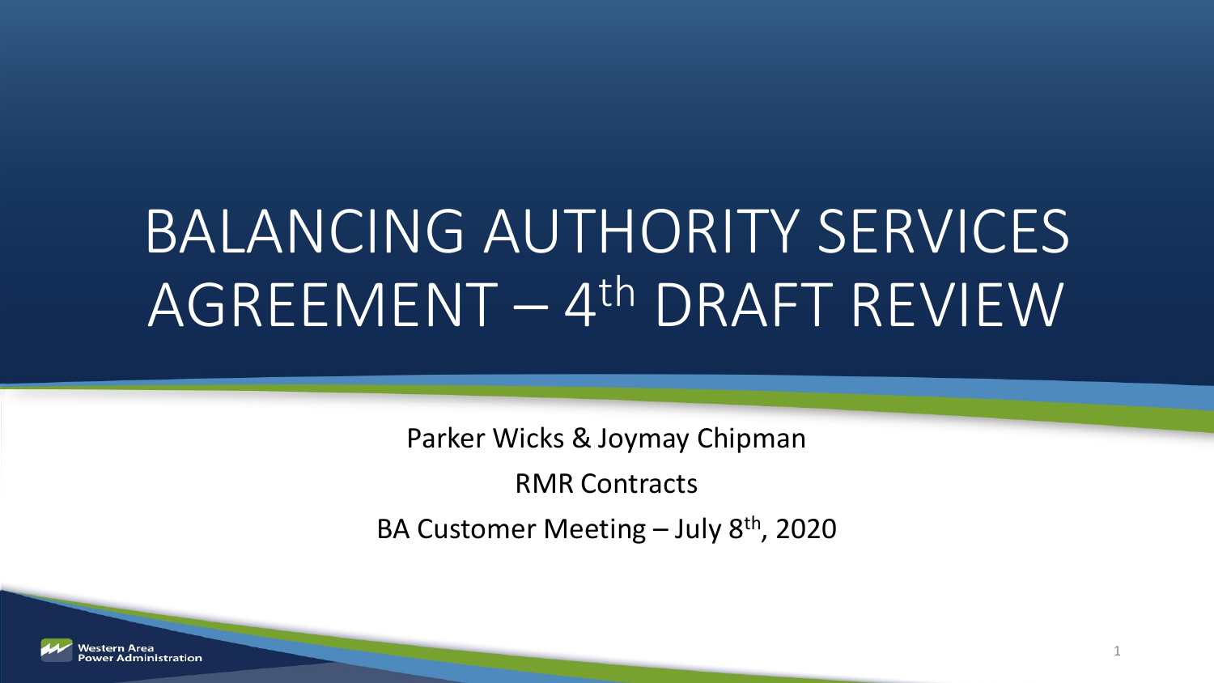# BALANCING AUTHORITY SERVICES AGREEMENT – 4th DRAFT REVIEW

Parker Wicks & Joymay Chipman

RMR Contracts

BA Customer Meeting – July 8th, 2020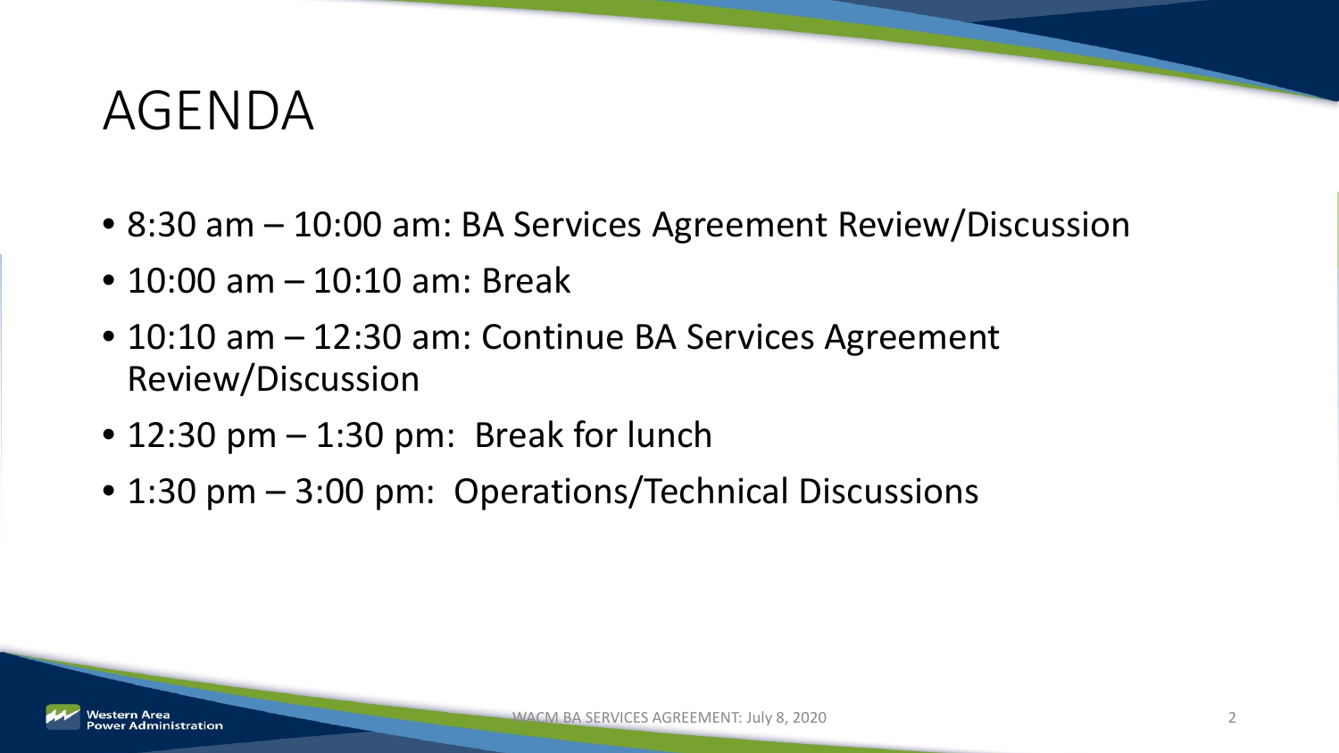# AGENDA

- 8:30 am – 10:00 am: BA Services Agreement Review/Discussion
- 10:00 am – 10:10 am: Break
- 10:10 am – 12:30 am: Continue BA Services Agreement Review/Discussion
- 12:30 pm – 1:30 pm: Break for lunch
- 1:30 pm – 3:00 pm: Operations/Technical Discussions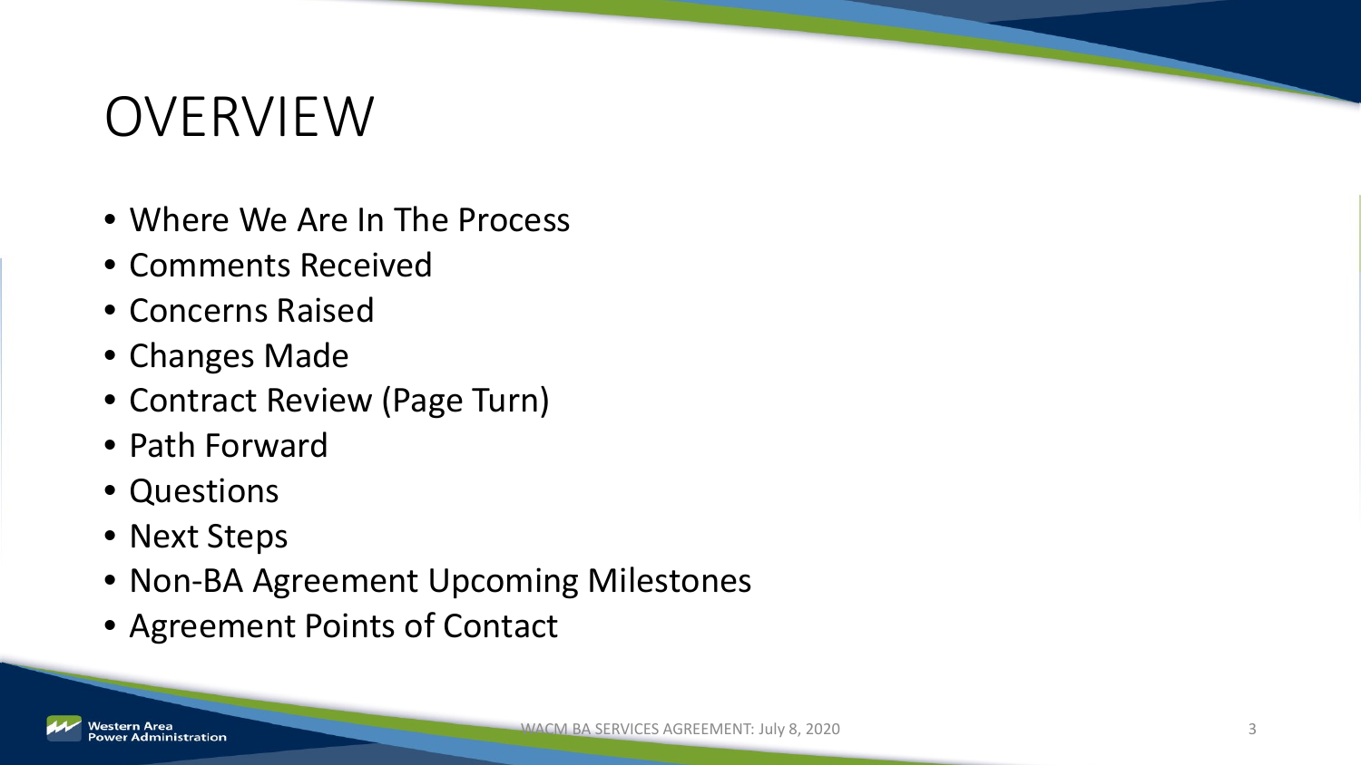# OVERVIEW

- Where We Are In The Process
- Comments Received
- Concerns Raised
- Changes Made
- Contract Review (Page Turn)
- Path Forward
- Questions
- Next Steps
- Non-BA Agreement Upcoming Milestones
- Agreement Points of Contact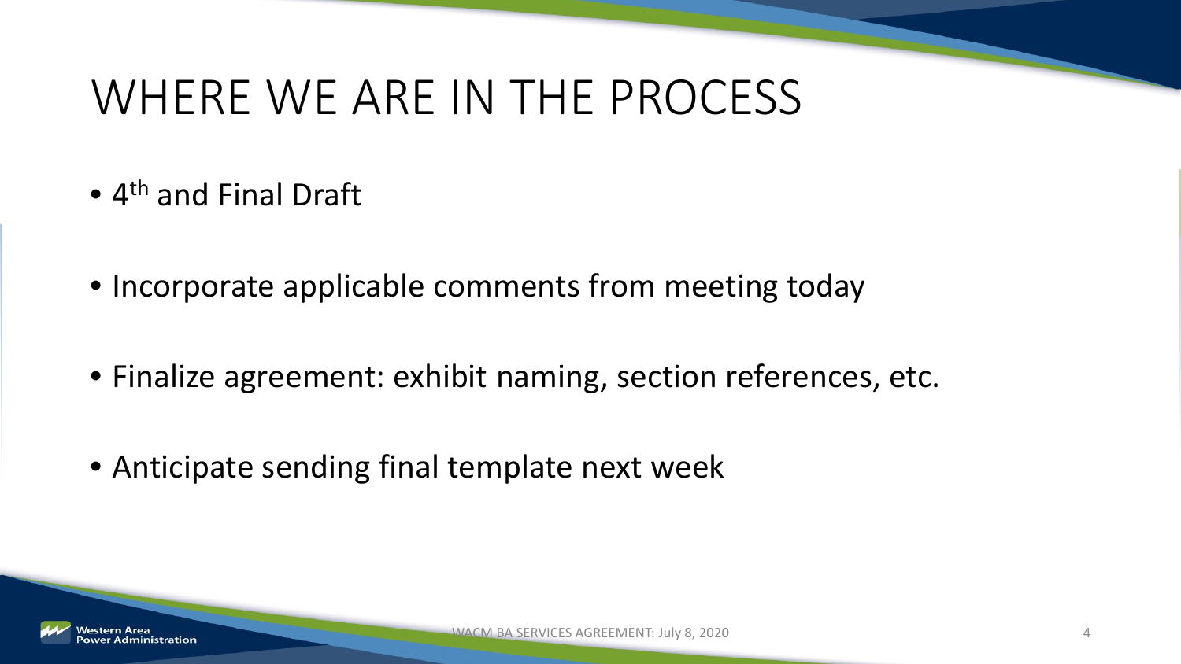# WHERE WE ARE IN THE PROCESS

- 4th and Final Draft
- Incorporate applicable comments from meeting today
- Finalize agreement: exhibit naming, section references, etc.
- Anticipate sending final template next week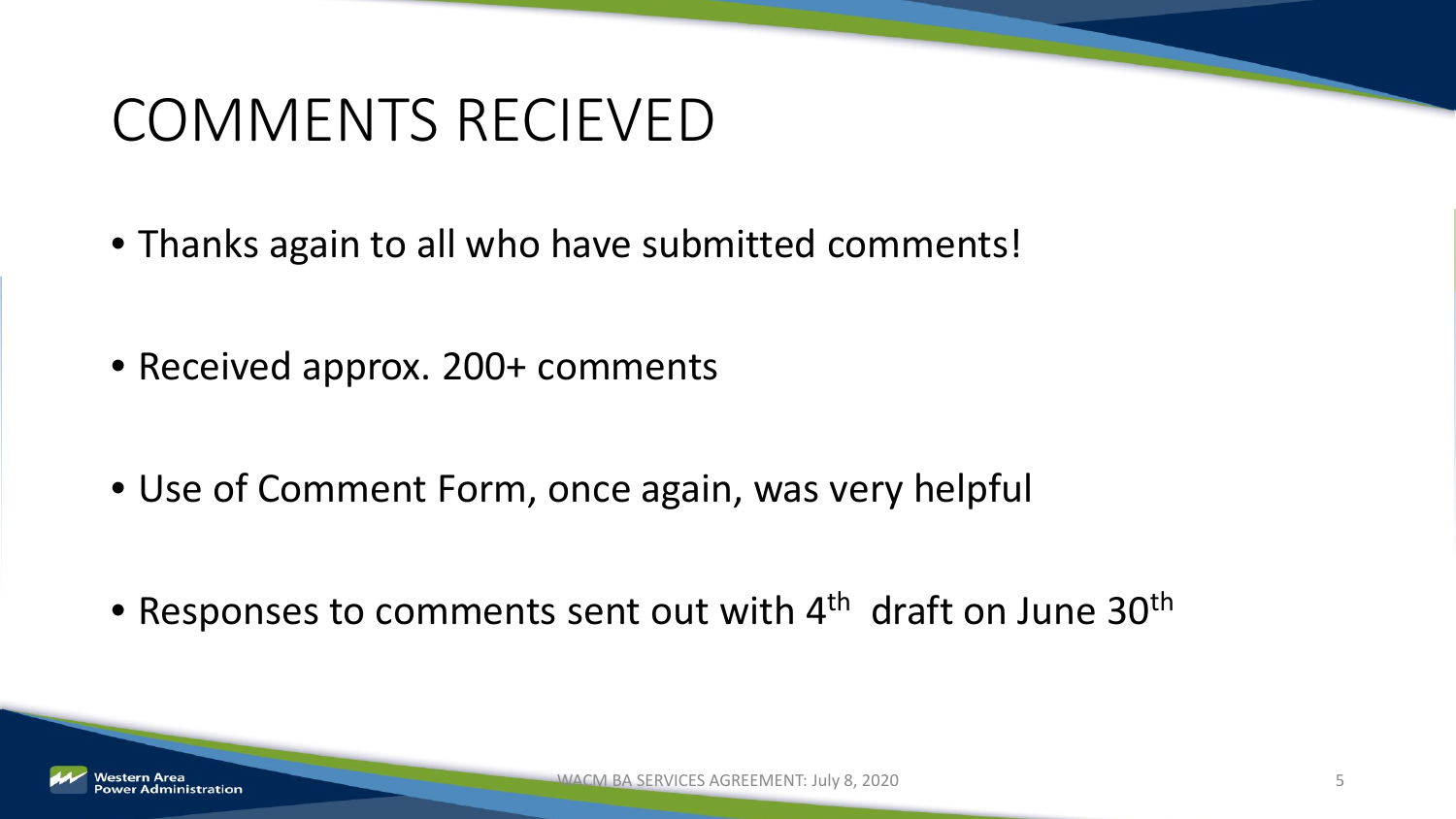# COMMENTS RECIEVED

- Thanks again to all who have submitted comments!
- Received approx. 200+ comments
- Use of Comment Form, once again, was very helpful
- Responses to comments sent out with 4th draft on June 30th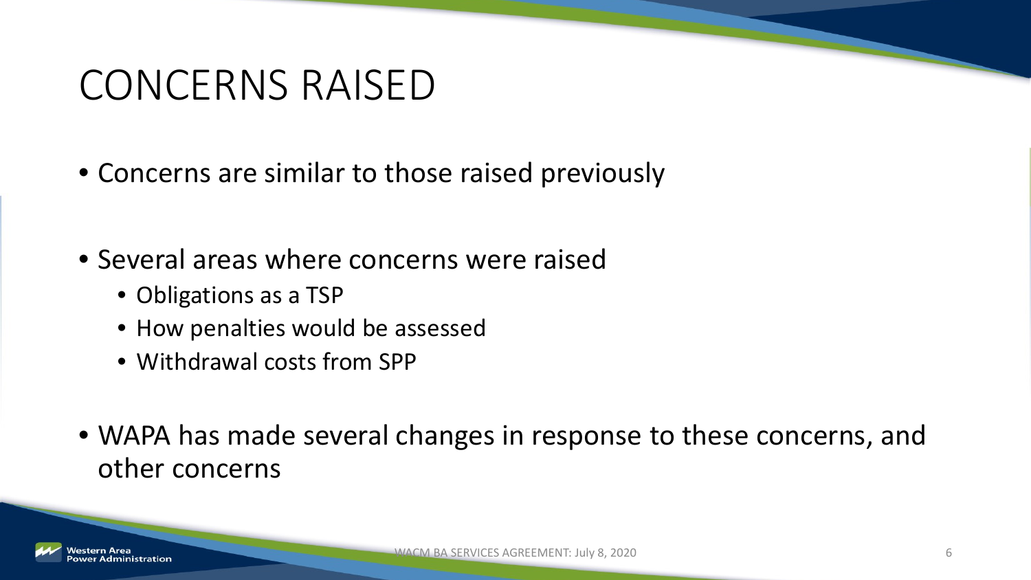# CONCERNS RAISED

- Concerns are similar to those raised previously
- Several areas where concerns were raised
  - Obligations as a TSP
  - How penalties would be assessed
  - Withdrawal costs from SPP
- WAPA has made several changes in response to these concerns, and other concerns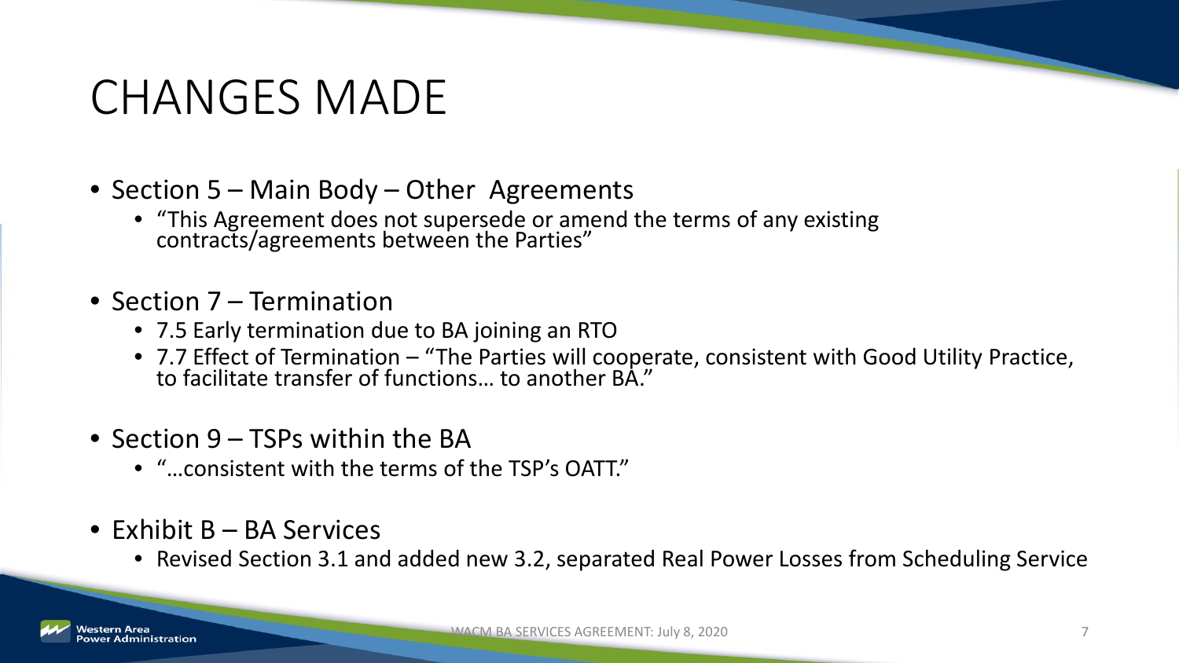# CHANGES MADE

- Section 5 – Main Body – Other Agreements
  - "This Agreement does not supersede or amend the terms of any existing contracts/agreements between the Parties"
- Section 7 – Termination
  - 7.5 Early termination due to BA joining an RTO
  - 7.7 Effect of Termination – "The Parties will cooperate, consistent with Good Utility Practice, to facilitate transfer of functions… to another BA."
- Section 9 – TSPs within the BA
  - "…consistent with the terms of the TSP's OATT."
- Exhibit B – BA Services
  - Revised Section 3.1 and added new 3.2, separated Real Power Losses from Scheduling Service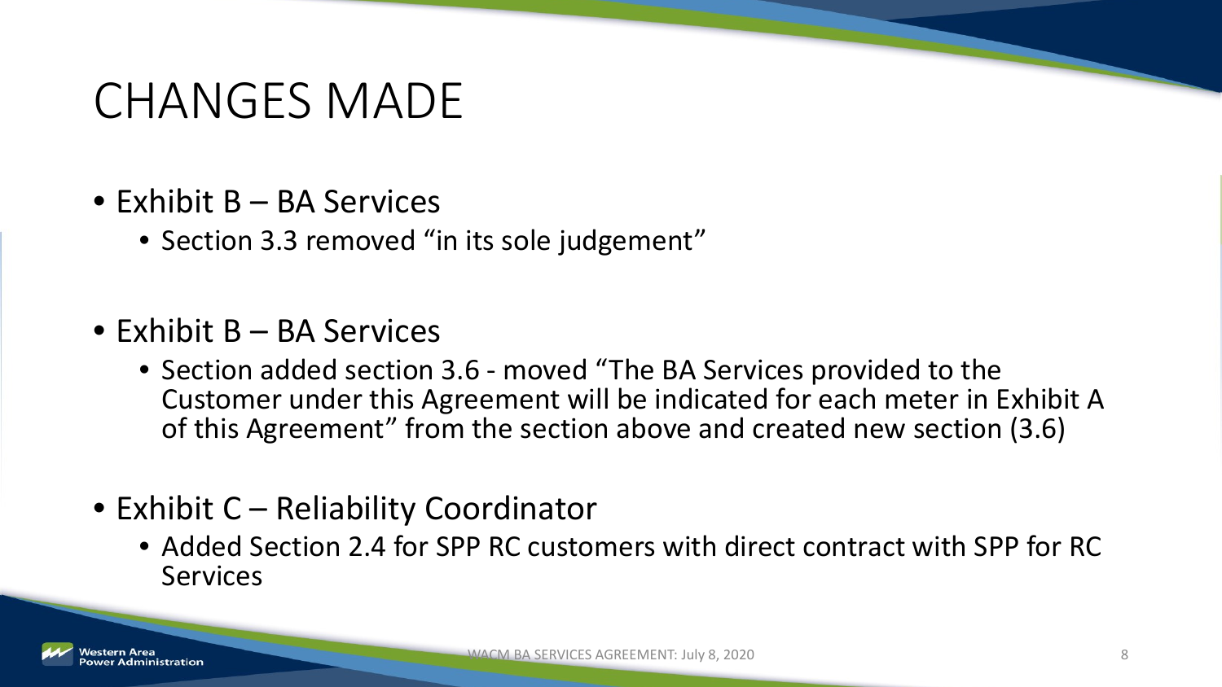# CHANGES MADE

- Exhibit B – BA Services
  - Section 3.3 removed "in its sole judgement"
- Exhibit B – BA Services
  - Section added section 3.6 - moved "The BA Services provided to the Customer under this Agreement will be indicated for each meter in Exhibit A of this Agreement" from the section above and created new section (3.6)
- Exhibit C – Reliability Coordinator
  - Added Section 2.4 for SPP RC customers with direct contract with SPP for RC Services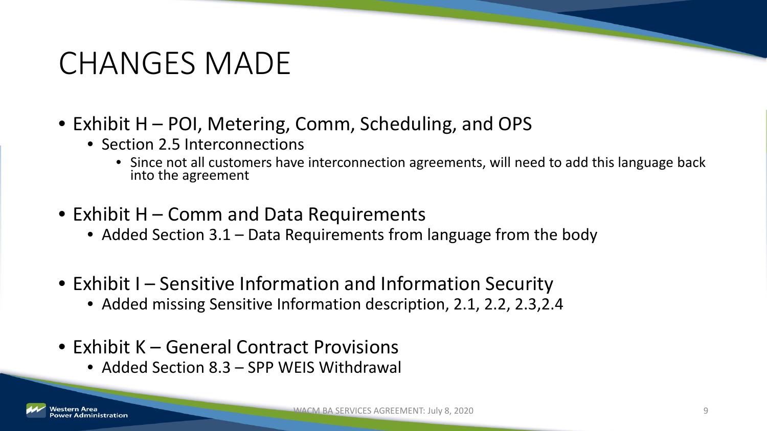# CHANGES MADE

- Exhibit H – POI, Metering, Comm, Scheduling, and OPS
  - Section 2.5 Interconnections
    - Since not all customers have interconnection agreements, will need to add this language back into the agreement
- Exhibit H – Comm and Data Requirements
  - Added Section 3.1 – Data Requirements from language from the body
- Exhibit I – Sensitive Information and Information Security
  - Added missing Sensitive Information description, 2.1, 2.2, 2.3,2.4
- Exhibit K – General Contract Provisions
  - Added Section 8.3 – SPP WEIS Withdrawal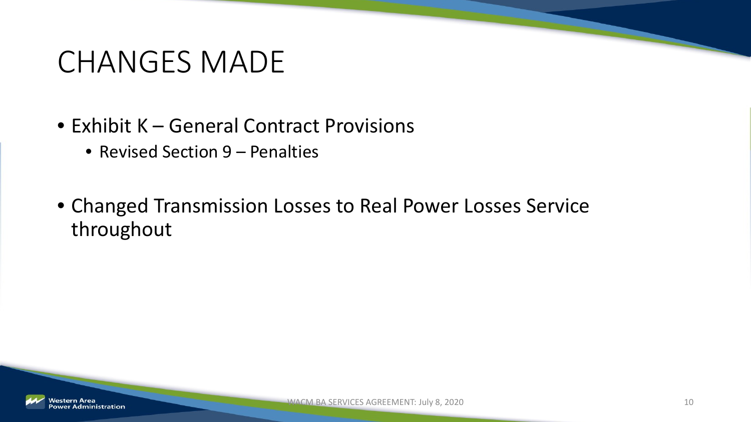# CHANGES MADE

- Exhibit K – General Contract Provisions
  - Revised Section 9 – Penalties
- Changed Transmission Losses to Real Power Losses Service throughout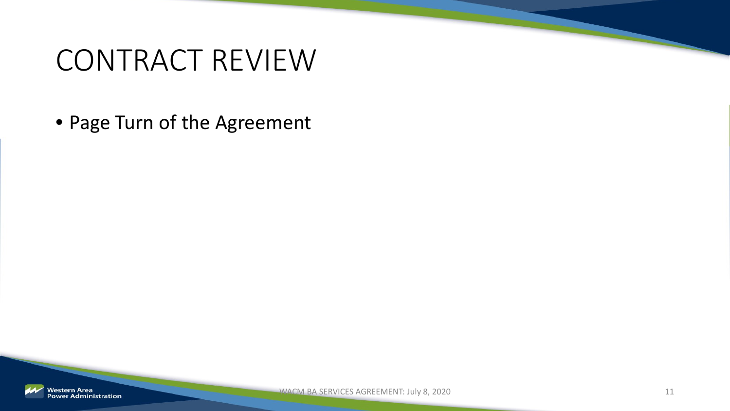# CONTRACT REVIEW

- Page Turn of the Agreement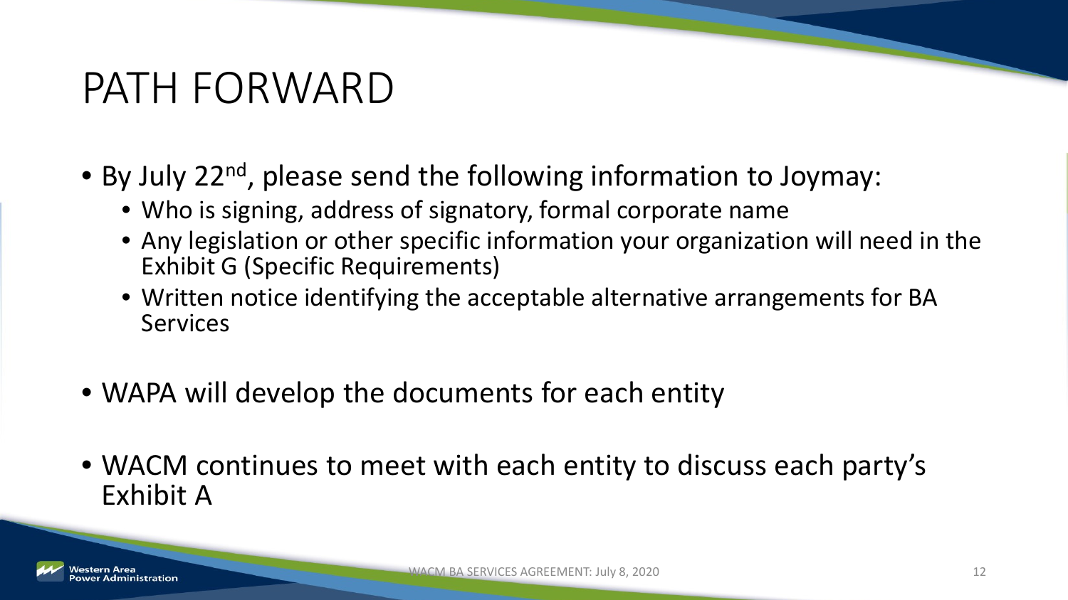# PATH FORWARD

- By July 22nd, please send the following information to Joymay:
  - Who is signing, address of signatory, formal corporate name
  - Any legislation or other specific information your organization will need in the Exhibit G (Specific Requirements)
  - Written notice identifying the acceptable alternative arrangements for BA Services
- WAPA will develop the documents for each entity
- WACM continues to meet with each entity to discuss each party's Exhibit A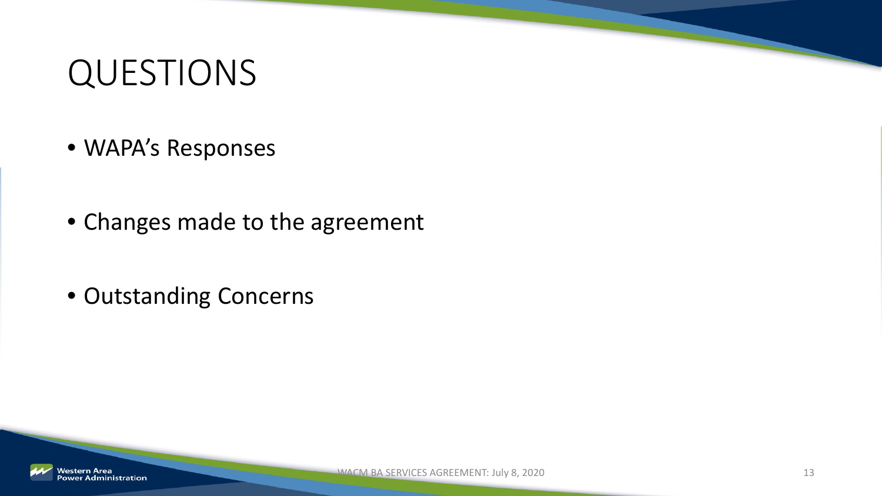# QUESTIONS

- WAPA's Responses
- Changes made to the agreement
- Outstanding Concerns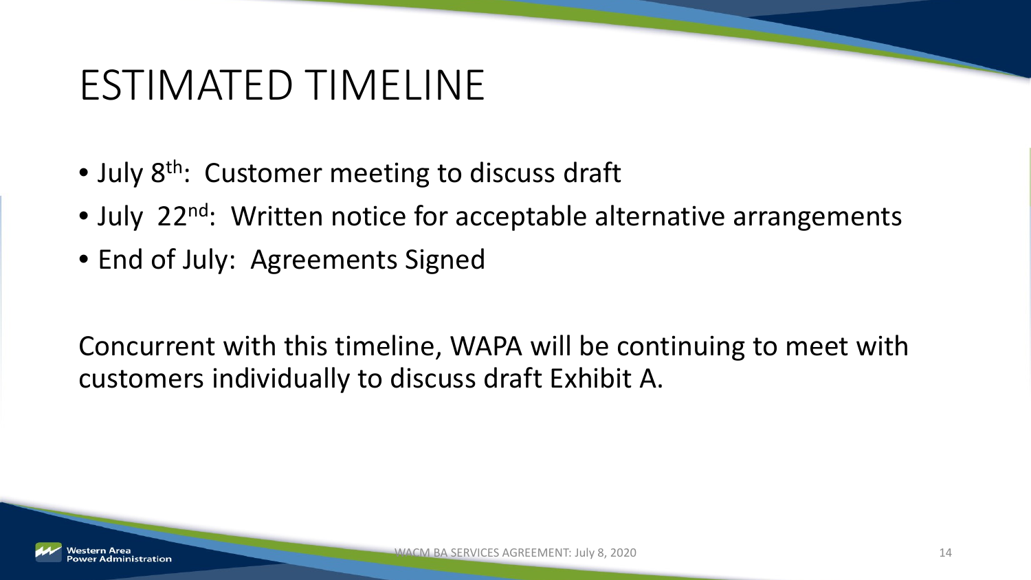# ESTIMATED TIMELINE

- July 8th: Customer meeting to discuss draft
- July 22nd: Written notice for acceptable alternative arrangements
- End of July: Agreements Signed

Concurrent with this timeline, WAPA will be continuing to meet with customers individually to discuss draft Exhibit A.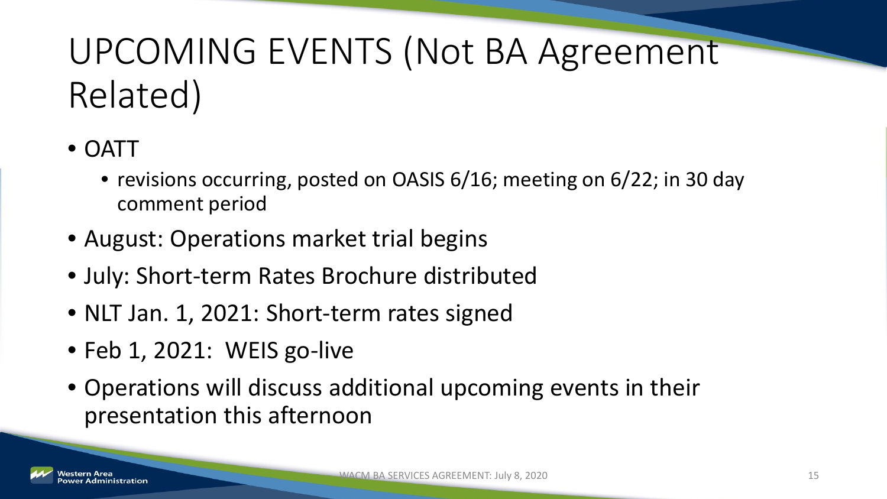# UPCOMING EVENTS (Not BA Agreement Related)

- OATT
  - revisions occurring, posted on OASIS 6/16; meeting on 6/22; in 30 day comment period
- August: Operations market trial begins
- July: Short-term Rates Brochure distributed
- NLT Jan. 1, 2021: Short-term rates signed
- Feb 1, 2021: WEIS go-live
- Operations will discuss additional upcoming events in their presentation this afternoon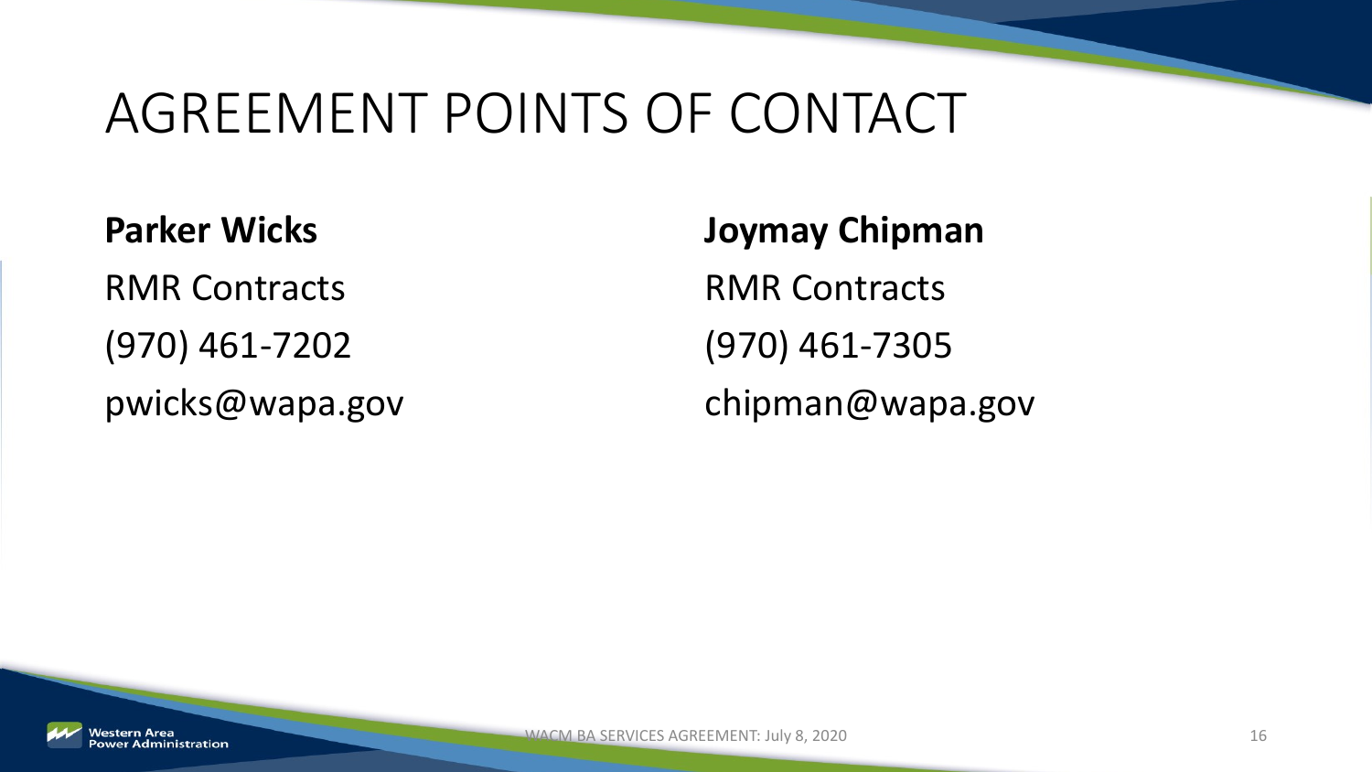# AGREEMENT POINTS OF CONTACT

**Parker Wicks**
RMR Contracts
(970) 461-7202
pwicks@wapa.gov

**Joymay Chipman**
RMR Contracts
(970) 461-7305
chipman@wapa.gov